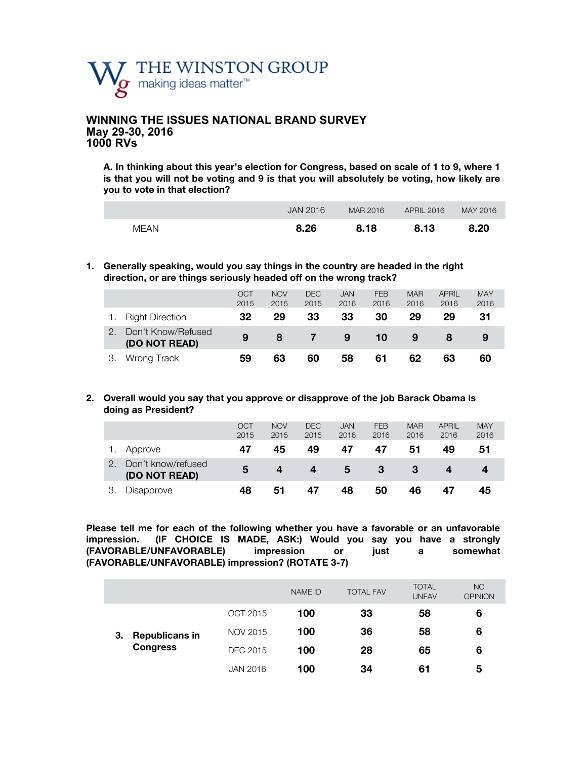THE WINSTON GROUP
making ideas matter™

# WINNING THE ISSUES NATIONAL BRAND SURVEY
## May 29-30, 2016
## 1000 RVs

**A. In thinking about this year's election for Congress, based on scale of 1 to 9, where 1 is that you will not be voting and 9 is that you will absolutely be voting, how likely are you to vote in that election?**

| | JAN 2016 | MAR 2016 | APRIL 2016 | MAY 2016 |
|---|---|---|---|---|
| MEAN | **8.26** | **8.18** | **8.13** | **8.20** |

**1. Generally speaking, would you say things in the country are headed in the right direction, or are things seriously headed off on the wrong track?**

| | OCT 2015 | NOV 2015 | DEC 2015 | JAN 2016 | FEB 2016 | MAR 2016 | APRIL 2016 | MAY 2016 |
|---|---|---|---|---|---|---|---|---|
| 1. Right Direction | **32** | **29** | **33** | **33** | **30** | **29** | **29** | **31** |
| 2. Don't Know/Refused **(DO NOT READ)** | **9** | **8** | **7** | **9** | **10** | **9** | **8** | **9** |
| 3. Wrong Track | **59** | **63** | **60** | **58** | **61** | **62** | **63** | **60** |

**2. Overall would you say that you approve or disapprove of the job Barack Obama is doing as President?**

| | OCT 2015 | NOV 2015 | DEC 2015 | JAN 2016 | FEB 2016 | MAR 2016 | APRIL 2016 | MAY 2016 |
|---|---|---|---|---|---|---|---|---|
| 1. Approve | **47** | **45** | **49** | **47** | **47** | **51** | **49** | **51** |
| 2. Don't know/refused **(DO NOT READ)** | **5** | **4** | **4** | **5** | **3** | **3** | **4** | **4** |
| 3. Disapprove | **48** | **51** | **47** | **48** | **50** | **46** | **47** | **45** |

**Please tell me for each of the following whether you have a favorable or an unfavorable impression. (IF CHOICE IS MADE, ASK:) Would you say you have a strongly (FAVORABLE/UNFAVORABLE) impression or just a somewhat (FAVORABLE/UNFAVORABLE) impression? (ROTATE 3-7)**

| | | NAME ID | TOTAL FAV | TOTAL UNFAV | NO OPINION |
|---|---|---|---|---|---|
| **3. Republicans in Congress** | OCT 2015 | **100** | **33** | **58** | **6** |
| | NOV 2015 | **100** | **36** | **58** | **6** |
| | DEC 2015 | **100** | **28** | **65** | **6** |
| | JAN 2016 | **100** | **34** | **61** | **5** |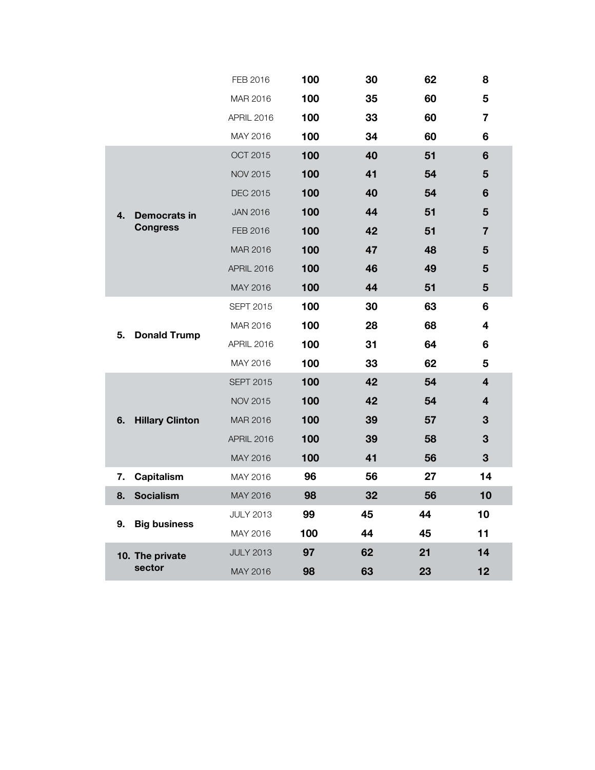| | | | | | |
|---|---|---|---|---|---|
| | FEB 2016 | 100 | 30 | 62 | 8 |
| | MAR 2016 | 100 | 35 | 60 | 5 |
| | APRIL 2016 | 100 | 33 | 60 | 7 |
| | MAY 2016 | 100 | 34 | 60 | 6 |
| **4. Democrats in Congress** | OCT 2015 | 100 | 40 | 51 | 6 |
| | NOV 2015 | 100 | 41 | 54 | 5 |
| | DEC 2015 | 100 | 40 | 54 | 6 |
| | JAN 2016 | 100 | 44 | 51 | 5 |
| | FEB 2016 | 100 | 42 | 51 | 7 |
| | MAR 2016 | 100 | 47 | 48 | 5 |
| | APRIL 2016 | 100 | 46 | 49 | 5 |
| | MAY 2016 | 100 | 44 | 51 | 5 |
| **5. Donald Trump** | SEPT 2015 | 100 | 30 | 63 | 6 |
| | MAR 2016 | 100 | 28 | 68 | 4 |
| | APRIL 2016 | 100 | 31 | 64 | 6 |
| | MAY 2016 | 100 | 33 | 62 | 5 |
| **6. Hillary Clinton** | SEPT 2015 | 100 | 42 | 54 | 4 |
| | NOV 2015 | 100 | 42 | 54 | 4 |
| | MAR 2016 | 100 | 39 | 57 | 3 |
| | APRIL 2016 | 100 | 39 | 58 | 3 |
| | MAY 2016 | 100 | 41 | 56 | 3 |
| **7. Capitalism** | MAY 2016 | 96 | 56 | 27 | 14 |
| **8. Socialism** | MAY 2016 | 98 | 32 | 56 | 10 |
| **9. Big business** | JULY 2013 | 99 | 45 | 44 | 10 |
| | MAY 2016 | 100 | 44 | 45 | 11 |
| **10. The private sector** | JULY 2013 | 97 | 62 | 21 | 14 |
| | MAY 2016 | 98 | 63 | 23 | 12 |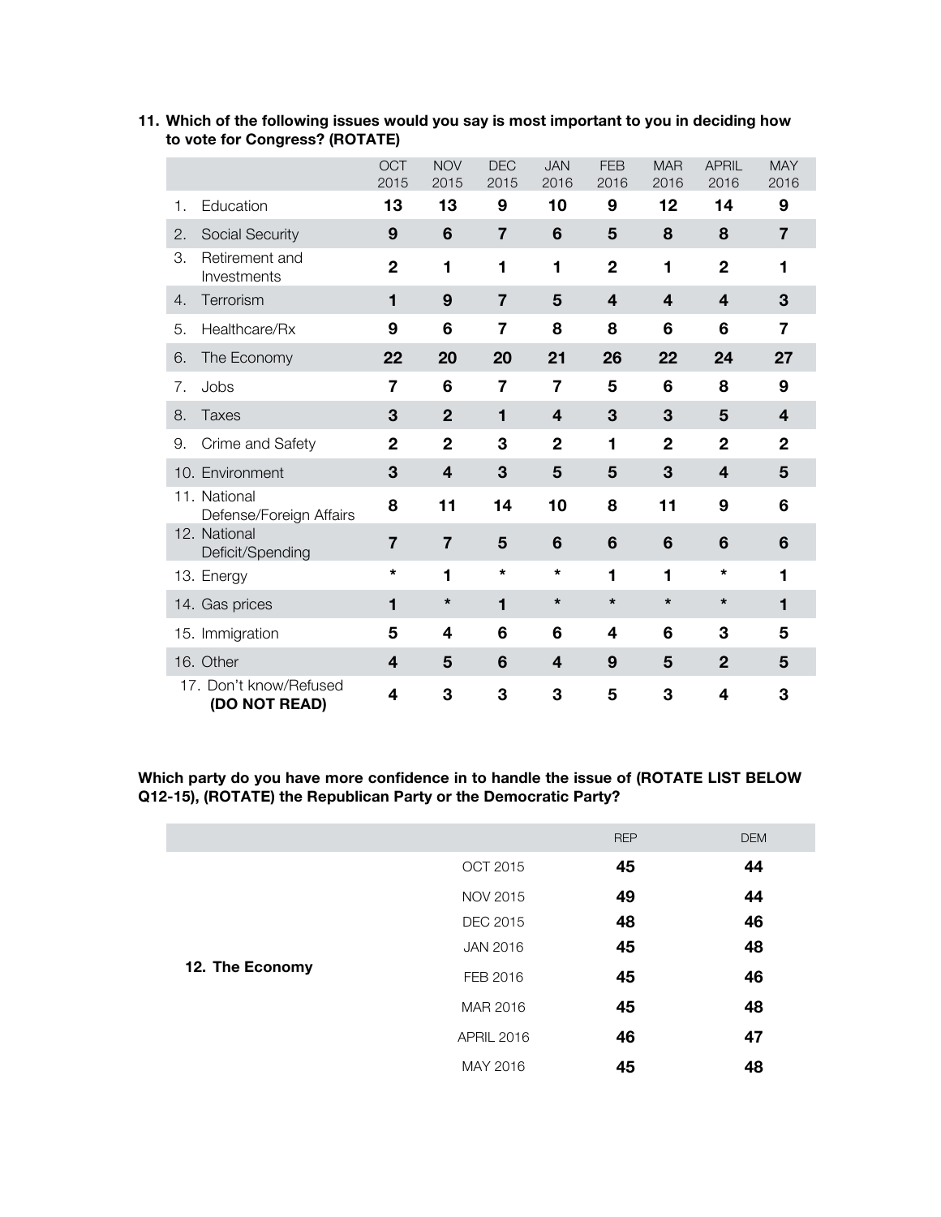**11. Which of the following issues would you say is most important to you in deciding how to vote for Congress? (ROTATE)**

| | OCT 2015 | NOV 2015 | DEC 2015 | JAN 2016 | FEB 2016 | MAR 2016 | APRIL 2016 | MAY 2016 |
|---|---|---|---|---|---|---|---|---|
| 1. Education | **13** | **13** | **9** | **10** | **9** | **12** | **14** | **9** |
| 2. Social Security | **9** | **6** | **7** | **6** | **5** | **8** | **8** | **7** |
| 3. Retirement and Investments | **2** | **1** | **1** | **1** | **2** | **1** | **2** | **1** |
| 4. Terrorism | **1** | **9** | **7** | **5** | **4** | **4** | **4** | **3** |
| 5. Healthcare/Rx | **9** | **6** | **7** | **8** | **8** | **6** | **6** | **7** |
| 6. The Economy | **22** | **20** | **20** | **21** | **26** | **22** | **24** | **27** |
| 7. Jobs | **7** | **6** | **7** | **7** | **5** | **6** | **8** | **9** |
| 8. Taxes | **3** | **2** | **1** | **4** | **3** | **3** | **5** | **4** |
| 9. Crime and Safety | **2** | **2** | **3** | **2** | **1** | **2** | **2** | **2** |
| 10. Environment | **3** | **4** | **3** | **5** | **5** | **3** | **4** | **5** |
| 11. National Defense/Foreign Affairs | **8** | **11** | **14** | **10** | **8** | **11** | **9** | **6** |
| 12. National Deficit/Spending | **7** | **7** | **5** | **6** | **6** | **6** | **6** | **6** |
| 13. Energy | * | **1** | * | * | **1** | **1** | * | **1** |
| 14. Gas prices | **1** | * | **1** | * | * | * | * | **1** |
| 15. Immigration | **5** | **4** | **6** | **6** | **4** | **6** | **3** | **5** |
| 16. Other | **4** | **5** | **6** | **4** | **9** | **5** | **2** | **5** |
| 17. Don't know/Refused **(DO NOT READ)** | **4** | **3** | **3** | **3** | **5** | **3** | **4** | **3** |

**Which party do you have more confidence in to handle the issue of (ROTATE LIST BELOW Q12-15), (ROTATE) the Republican Party or the Democratic Party?**

| | | REP | DEM |
|---|---|---|---|
| **12. The Economy** | OCT 2015 | **45** | **44** |
| | NOV 2015 | **49** | **44** |
| | DEC 2015 | **48** | **46** |
| | JAN 2016 | **45** | **48** |
| | FEB 2016 | **45** | **46** |
| | MAR 2016 | **45** | **48** |
| | APRIL 2016 | **46** | **47** |
| | MAY 2016 | **45** | **48** |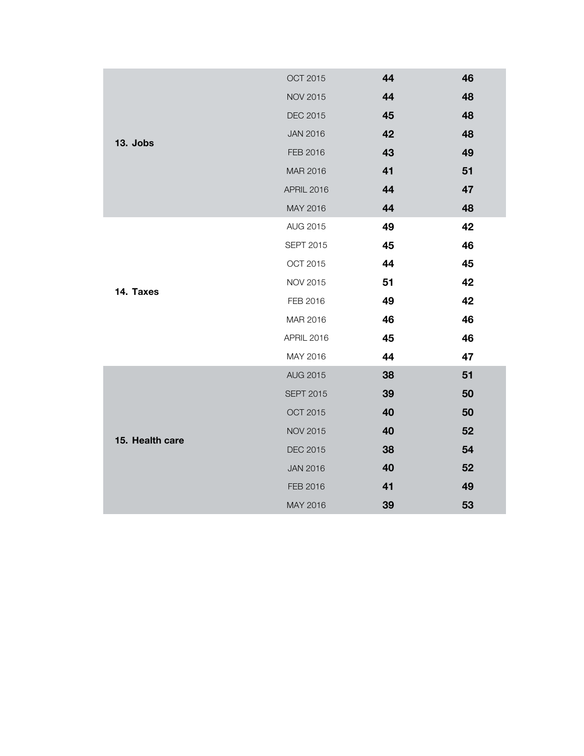| | | | |
|---|---|---|---|
| **13. Jobs** | OCT 2015 | **44** | **46** |
| | NOV 2015 | **44** | **48** |
| | DEC 2015 | **45** | **48** |
| | JAN 2016 | **42** | **48** |
| | FEB 2016 | **43** | **49** |
| | MAR 2016 | **41** | **51** |
| | APRIL 2016 | **44** | **47** |
| | MAY 2016 | **44** | **48** |
| **14. Taxes** | AUG 2015 | **49** | **42** |
| | SEPT 2015 | **45** | **46** |
| | OCT 2015 | **44** | **45** |
| | NOV 2015 | **51** | **42** |
| | FEB 2016 | **49** | **42** |
| | MAR 2016 | **46** | **46** |
| | APRIL 2016 | **45** | **46** |
| | MAY 2016 | **44** | **47** |
| **15. Health care** | AUG 2015 | **38** | **51** |
| | SEPT 2015 | **39** | **50** |
| | OCT 2015 | **40** | **50** |
| | NOV 2015 | **40** | **52** |
| | DEC 2015 | **38** | **54** |
| | JAN 2016 | **40** | **52** |
| | FEB 2016 | **41** | **49** |
| | MAY 2016 | **39** | **53** |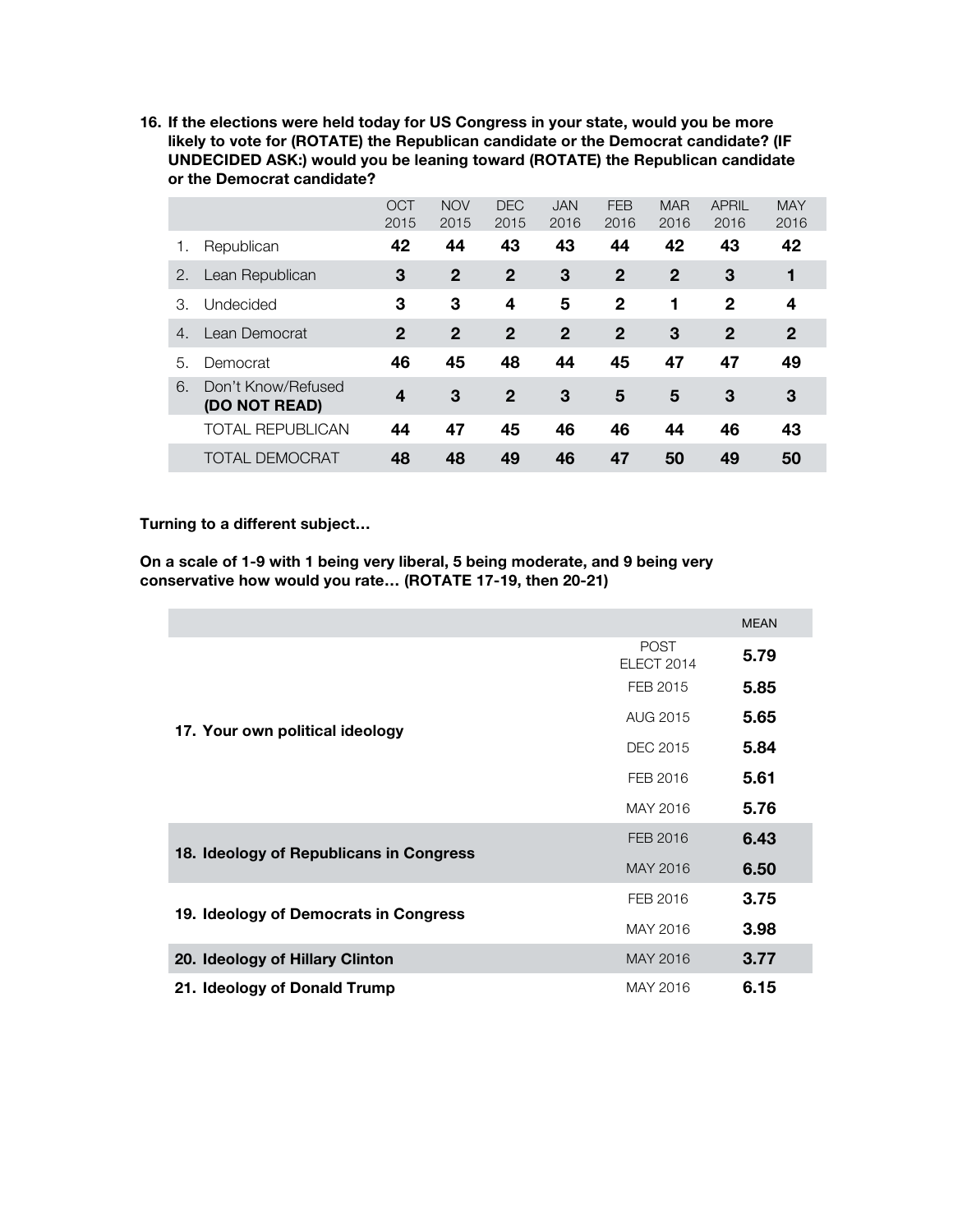**16. If the elections were held today for US Congress in your state, would you be more likely to vote for (ROTATE) the Republican candidate or the Democrat candidate? (IF UNDECIDED ASK:) would you be leaning toward (ROTATE) the Republican candidate or the Democrat candidate?**

| | | OCT 2015 | NOV 2015 | DEC 2015 | JAN 2016 | FEB 2016 | MAR 2016 | APRIL 2016 | MAY 2016 |
|---|---|---|---|---|---|---|---|---|---|
| 1. | Republican | **42** | **44** | **43** | **43** | **44** | **42** | **43** | **42** |
| 2. | Lean Republican | **3** | **2** | **2** | **3** | **2** | **2** | **3** | **1** |
| 3. | Undecided | **3** | **3** | **4** | **5** | **2** | **1** | **2** | **4** |
| 4. | Lean Democrat | **2** | **2** | **2** | **2** | **2** | **3** | **2** | **2** |
| 5. | Democrat | **46** | **45** | **48** | **44** | **45** | **47** | **47** | **49** |
| 6. | Don't Know/Refused **(DO NOT READ)** | **4** | **3** | **2** | **3** | **5** | **5** | **3** | **3** |
| | TOTAL REPUBLICAN | **44** | **47** | **45** | **46** | **46** | **44** | **46** | **43** |
| | TOTAL DEMOCRAT | **48** | **48** | **49** | **46** | **47** | **50** | **49** | **50** |

**Turning to a different subject…**

**On a scale of 1-9 with 1 being very liberal, 5 being moderate, and 9 being very conservative how would you rate… (ROTATE 17-19, then 20-21)**

| | | MEAN |
|---|---|---|
| **17. Your own political ideology** | POST ELECT 2014 | **5.79** |
| | FEB 2015 | **5.85** |
| | AUG 2015 | **5.65** |
| | DEC 2015 | **5.84** |
| | FEB 2016 | **5.61** |
| | MAY 2016 | **5.76** |
| **18. Ideology of Republicans in Congress** | FEB 2016 | **6.43** |
| | MAY 2016 | **6.50** |
| **19. Ideology of Democrats in Congress** | FEB 2016 | **3.75** |
| | MAY 2016 | **3.98** |
| **20. Ideology of Hillary Clinton** | MAY 2016 | **3.77** |
| **21. Ideology of Donald Trump** | MAY 2016 | **6.15** |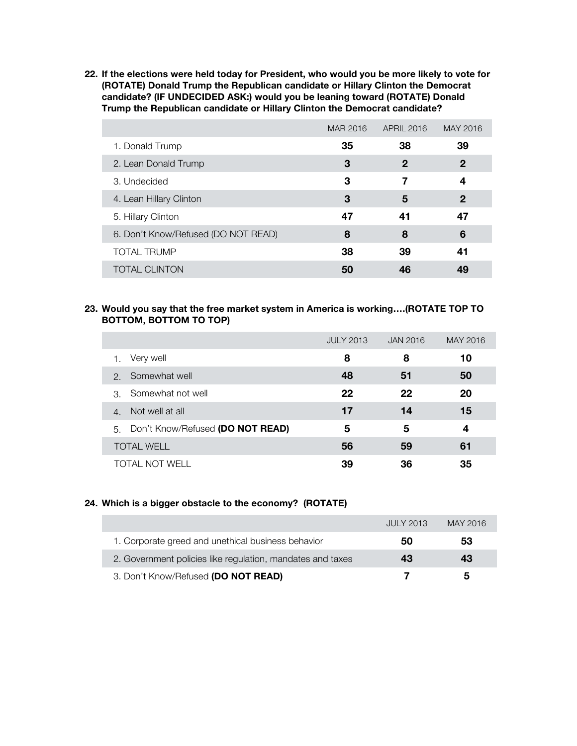**22. If the elections were held today for President, who would you be more likely to vote for (ROTATE) Donald Trump the Republican candidate or Hillary Clinton the Democrat candidate? (IF UNDECIDED ASK:) would you be leaning toward (ROTATE) Donald Trump the Republican candidate or Hillary Clinton the Democrat candidate?**

| | MAR 2016 | APRIL 2016 | MAY 2016 |
|---|---|---|---|
| 1. Donald Trump | **35** | **38** | **39** |
| 2. Lean Donald Trump | **3** | **2** | **2** |
| 3. Undecided | **3** | **7** | **4** |
| 4. Lean Hillary Clinton | **3** | **5** | **2** |
| 5. Hillary Clinton | **47** | **41** | **47** |
| 6. Don't Know/Refused (DO NOT READ) | **8** | **8** | **6** |
| TOTAL TRUMP | **38** | **39** | **41** |
| TOTAL CLINTON | **50** | **46** | **49** |

**23. Would you say that the free market system in America is working….(ROTATE TOP TO BOTTOM, BOTTOM TO TOP)**

| | JULY 2013 | JAN 2016 | MAY 2016 |
|---|---|---|---|
| 1. Very well | **8** | **8** | **10** |
| 2. Somewhat well | **48** | **51** | **50** |
| 3. Somewhat not well | **22** | **22** | **20** |
| 4. Not well at all | **17** | **14** | **15** |
| 5. Don't Know/Refused **(DO NOT READ)** | **5** | **5** | **4** |
| TOTAL WELL | **56** | **59** | **61** |
| TOTAL NOT WELL | **39** | **36** | **35** |

**24. Which is a bigger obstacle to the economy? (ROTATE)**

| | JULY 2013 | MAY 2016 |
|---|---|---|
| 1. Corporate greed and unethical business behavior | **50** | **53** |
| 2. Government policies like regulation, mandates and taxes | **43** | **43** |
| 3. Don't Know/Refused **(DO NOT READ)** | **7** | **5** |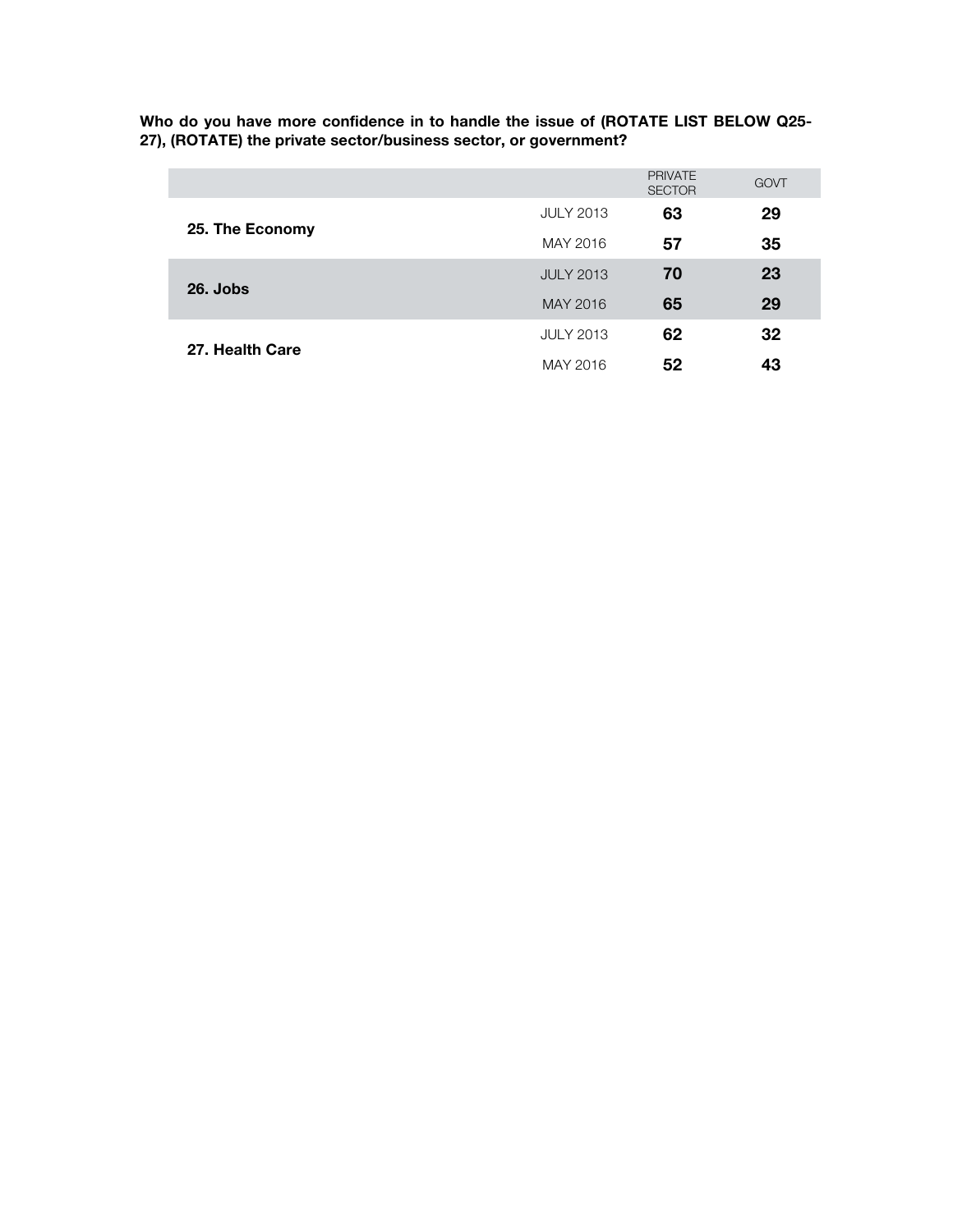**Who do you have more confidence in to handle the issue of (ROTATE LIST BELOW Q25-27), (ROTATE) the private sector/business sector, or government?**

| | | PRIVATE SECTOR | GOVT |
|---|---|---|---|
| **25. The Economy** | JULY 2013 | **63** | **29** |
| | MAY 2016 | **57** | **35** |
| **26. Jobs** | JULY 2013 | **70** | **23** |
| | MAY 2016 | **65** | **29** |
| **27. Health Care** | JULY 2013 | **62** | **32** |
| | MAY 2016 | **52** | **43** |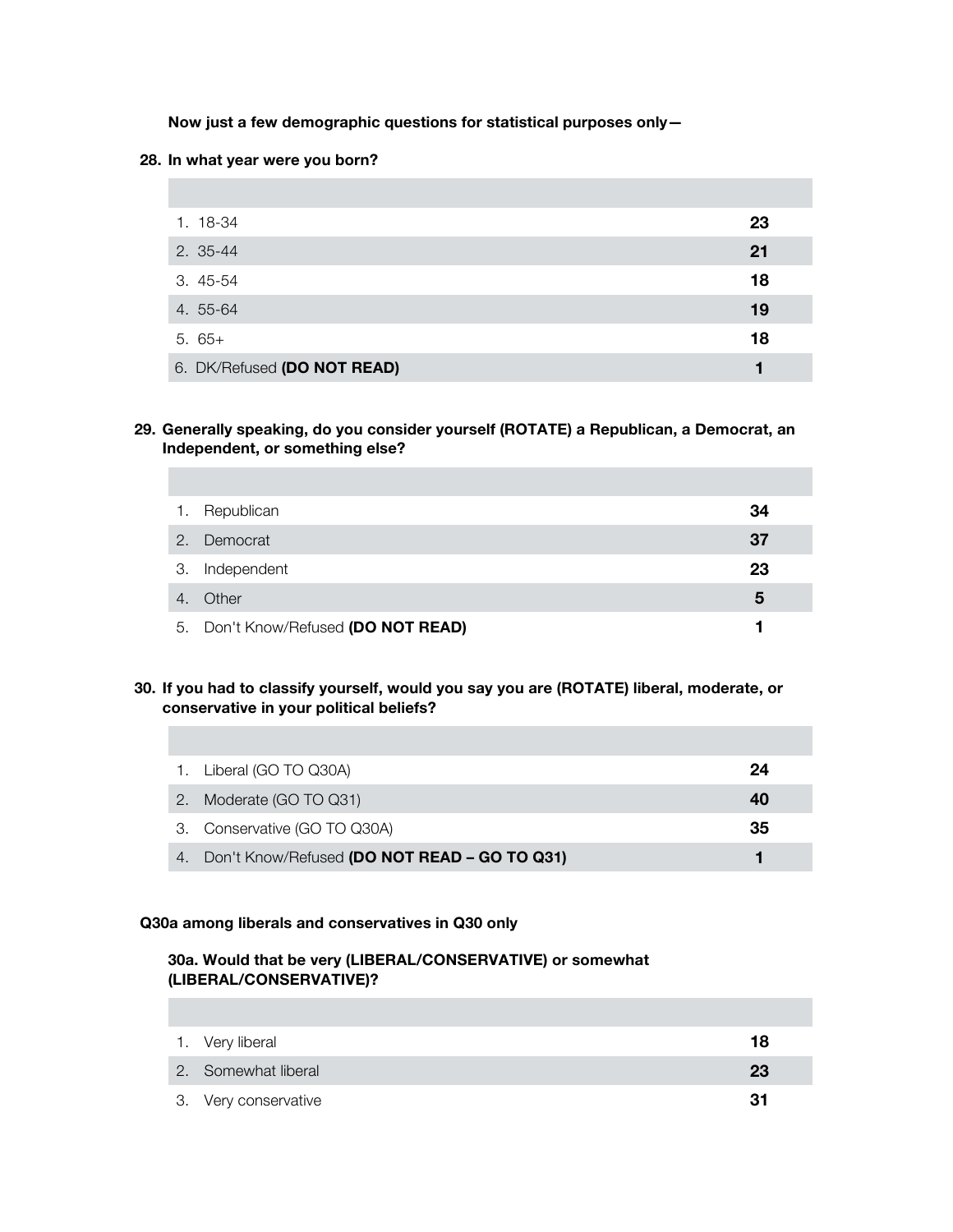**Now just a few demographic questions for statistical purposes only—**

**28. In what year were you born?**

| | |
|---|---|
| 1. 18-34 | **23** |
| 2. 35-44 | **21** |
| 3. 45-54 | **18** |
| 4. 55-64 | **19** |
| 5. 65+ | **18** |
| 6. DK/Refused **(DO NOT READ)** | **1** |

**29. Generally speaking, do you consider yourself (ROTATE) a Republican, a Democrat, an Independent, or something else?**

| | |
|---|---|
| 1. Republican | **34** |
| 2. Democrat | **37** |
| 3. Independent | **23** |
| 4. Other | **5** |
| 5. Don't Know/Refused **(DO NOT READ)** | **1** |

**30. If you had to classify yourself, would you say you are (ROTATE) liberal, moderate, or conservative in your political beliefs?**

| | |
|---|---|
| 1. Liberal (GO TO Q30A) | **24** |
| 2. Moderate (GO TO Q31) | **40** |
| 3. Conservative (GO TO Q30A) | **35** |
| 4. Don't Know/Refused **(DO NOT READ – GO TO Q31)** | **1** |

**Q30a among liberals and conservatives in Q30 only**

**30a. Would that be very (LIBERAL/CONSERVATIVE) or somewhat (LIBERAL/CONSERVATIVE)?**

| | |
|---|---|
| 1. Very liberal | **18** |
| 2. Somewhat liberal | **23** |
| 3. Very conservative | **31** |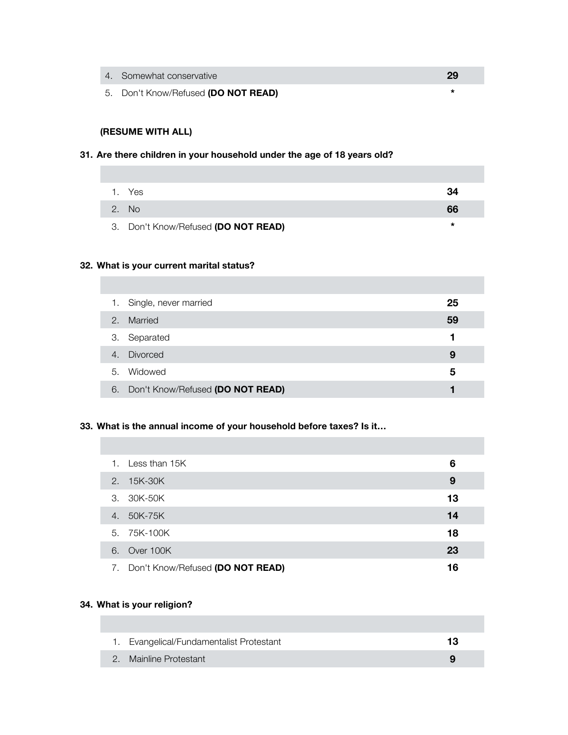| | |
|---|---|
| 4. Somewhat conservative | **29** |
| 5. Don't Know/Refused **(DO NOT READ)** | * |

**(RESUME WITH ALL)**

**31. Are there children in your household under the age of 18 years old?**

| | |
|---|---|
| 1. Yes | **34** |
| 2. No | **66** |
| 3. Don't Know/Refused **(DO NOT READ)** | * |

**32. What is your current marital status?**

| | |
|---|---|
| 1. Single, never married | **25** |
| 2. Married | **59** |
| 3. Separated | **1** |
| 4. Divorced | **9** |
| 5. Widowed | **5** |
| 6. Don't Know/Refused **(DO NOT READ)** | **1** |

**33. What is the annual income of your household before taxes? Is it…**

| | |
|---|---|
| 1. Less than 15K | **6** |
| 2. 15K-30K | **9** |
| 3. 30K-50K | **13** |
| 4. 50K-75K | **14** |
| 5. 75K-100K | **18** |
| 6. Over 100K | **23** |
| 7. Don't Know/Refused **(DO NOT READ)** | **16** |

**34. What is your religion?**

| | |
|---|---|
| 1. Evangelical/Fundamentalist Protestant | **13** |
| 2. Mainline Protestant | **9** |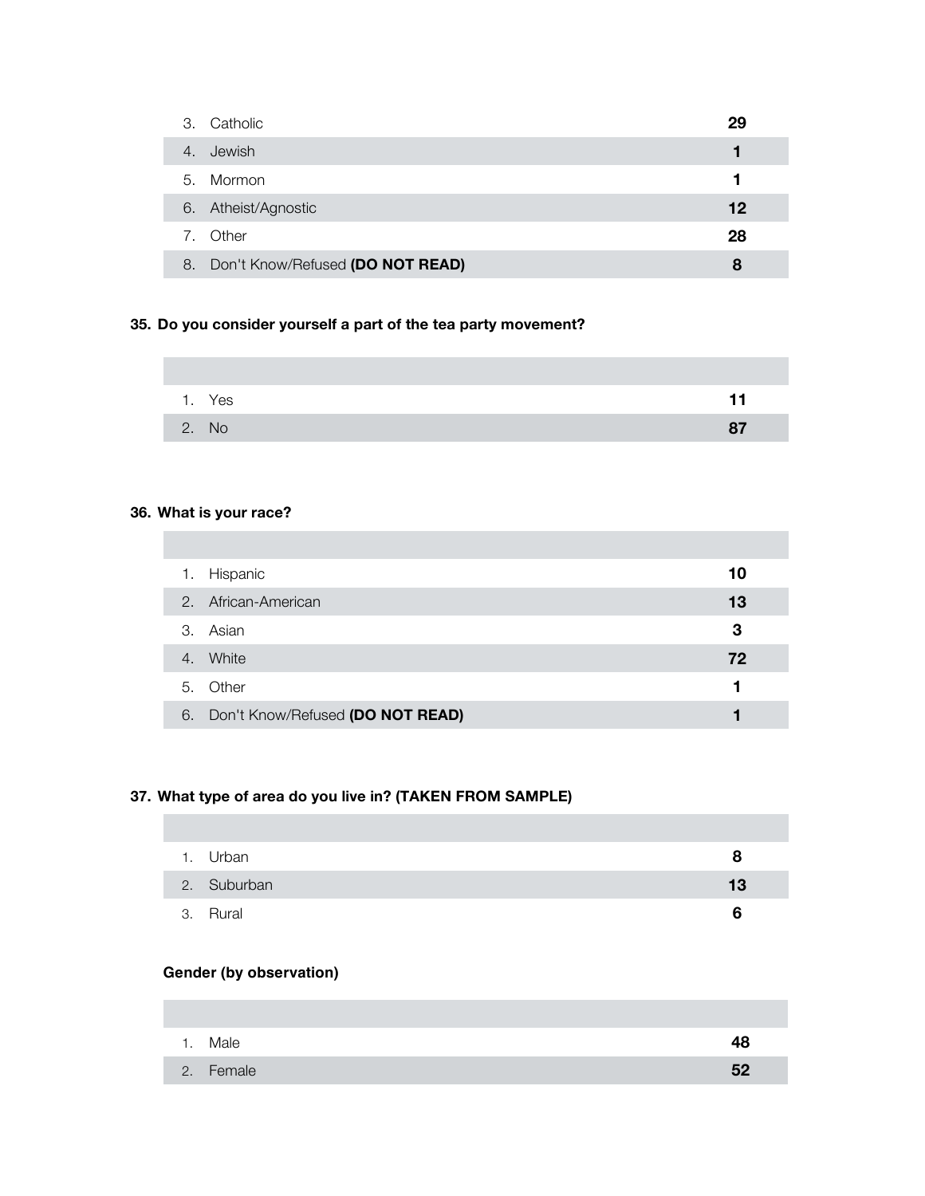| | |
|---|---|
| 3. Catholic | **29** |
| 4. Jewish | **1** |
| 5. Mormon | **1** |
| 6. Atheist/Agnostic | **12** |
| 7. Other | **28** |
| 8. Don't Know/Refused **(DO NOT READ)** | **8** |

**35. Do you consider yourself a part of the tea party movement?**

| | |
|---|---|
| 1. Yes | **11** |
| 2. No | **87** |

**36. What is your race?**

| | |
|---|---|
| 1. Hispanic | **10** |
| 2. African-American | **13** |
| 3. Asian | **3** |
| 4. White | **72** |
| 5. Other | **1** |
| 6. Don't Know/Refused **(DO NOT READ)** | **1** |

**37. What type of area do you live in? (TAKEN FROM SAMPLE)**

| | |
|---|---|
| 1. Urban | **8** |
| 2. Suburban | **13** |
| 3. Rural | **6** |

**Gender (by observation)**

| | |
|---|---|
| 1. Male | **48** |
| 2. Female | **52** |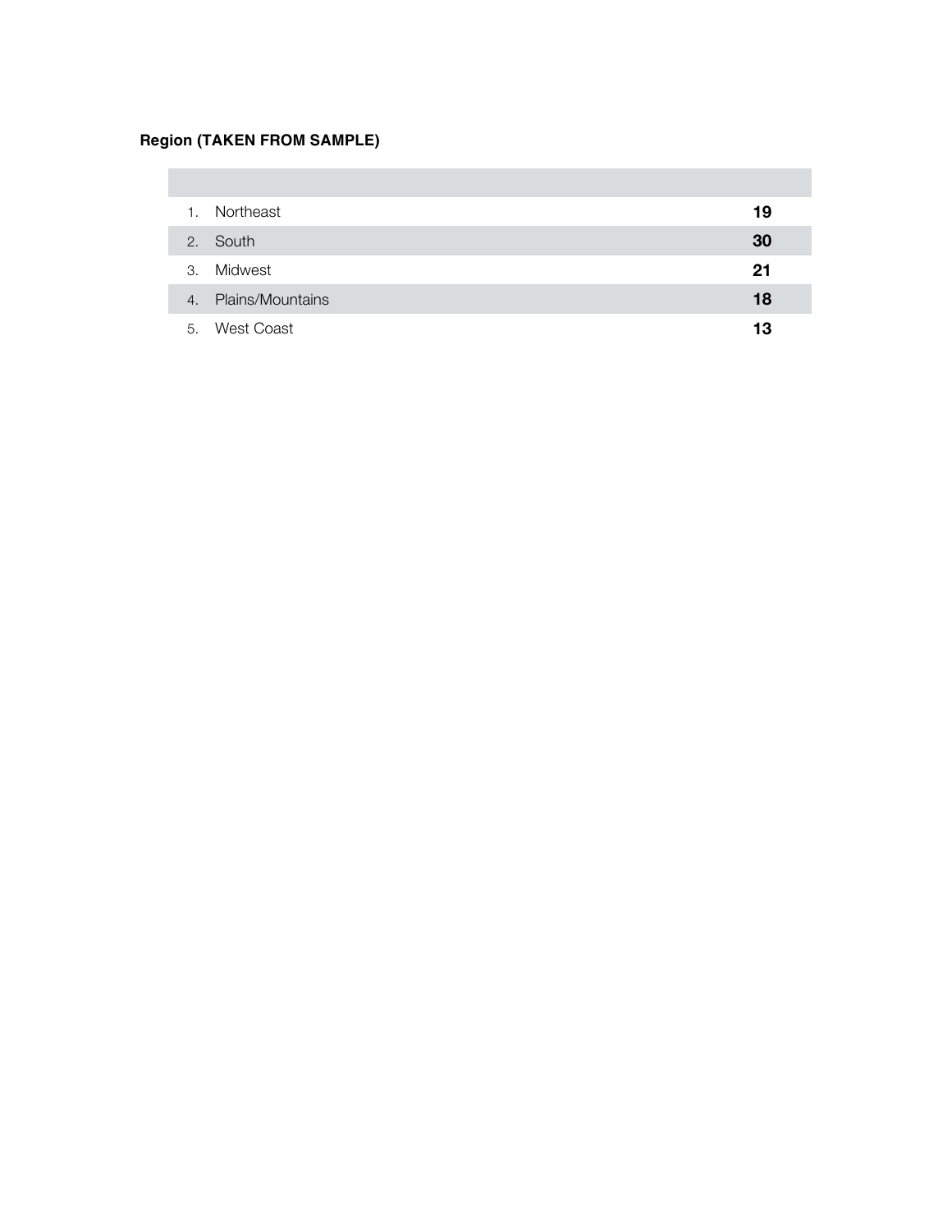**Region (TAKEN FROM SAMPLE)**

| | | |
|---|---|---|
| 1. | Northeast | **19** |
| 2. | South | **30** |
| 3. | Midwest | **21** |
| 4. | Plains/Mountains | **18** |
| 5. | West Coast | **13** |